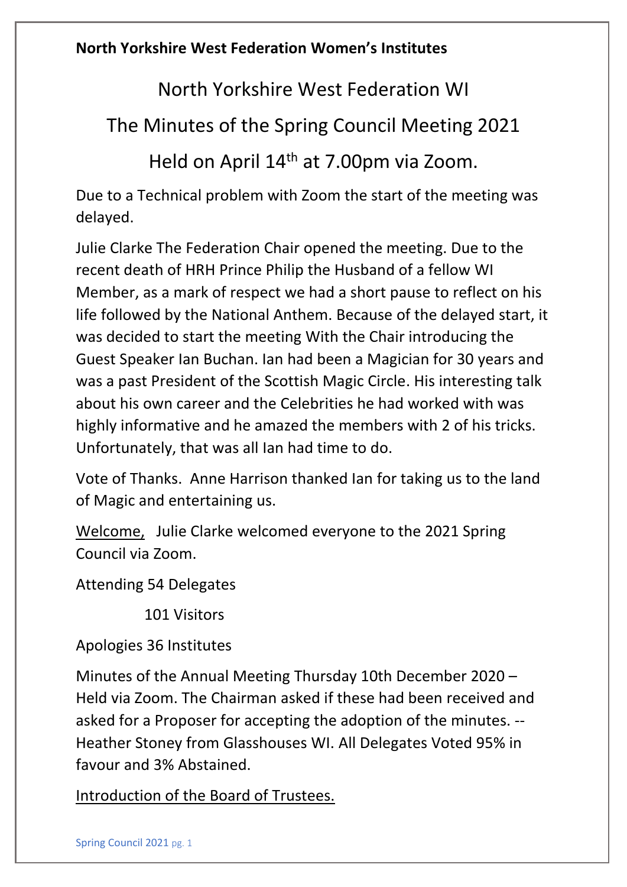**North Yorkshire West Federation Women's Institutes**

# North Yorkshire West Federation WI

## The Minutes of the Spring Council Meeting 2021

## Held on April 14th at 7.00pm via Zoom.

Due to a Technical problem with Zoom the start of the meeting was delayed.

Julie Clarke The Federation Chair opened the meeting. Due to the recent death of HRH Prince Philip the Husband of a fellow WI Member, as a mark of respect we had a short pause to reflect on his life followed by the National Anthem. Because of the delayed start, it was decided to start the meeting With the Chair introducing the Guest Speaker Ian Buchan. Ian had been a Magician for 30 years and was a past President of the Scottish Magic Circle. His interesting talk about his own career and the Celebrities he had worked with was highly informative and he amazed the members with 2 of his tricks. Unfortunately, that was all Ian had time to do.

Vote of Thanks. Anne Harrison thanked Ian for taking us to the land of Magic and entertaining us.

<u>Welcome,</u> Julie Clarke welcomed everyone to the 2021 Spring Council via Zoom.

Attending 54 Delegates

101 Visitors

Apologies 36 Institutes

Minutes of the Annual Meeting Thursday 10th December 2020 – Held via Zoom. The Chairman asked if these had been received and asked for a Proposer for accepting the adoption of the minutes. -- Heather Stoney from Glasshouses WI. All Delegates Voted 95% in favour and 3% Abstained.

<u>Introduction of the Board of Trustees.</u>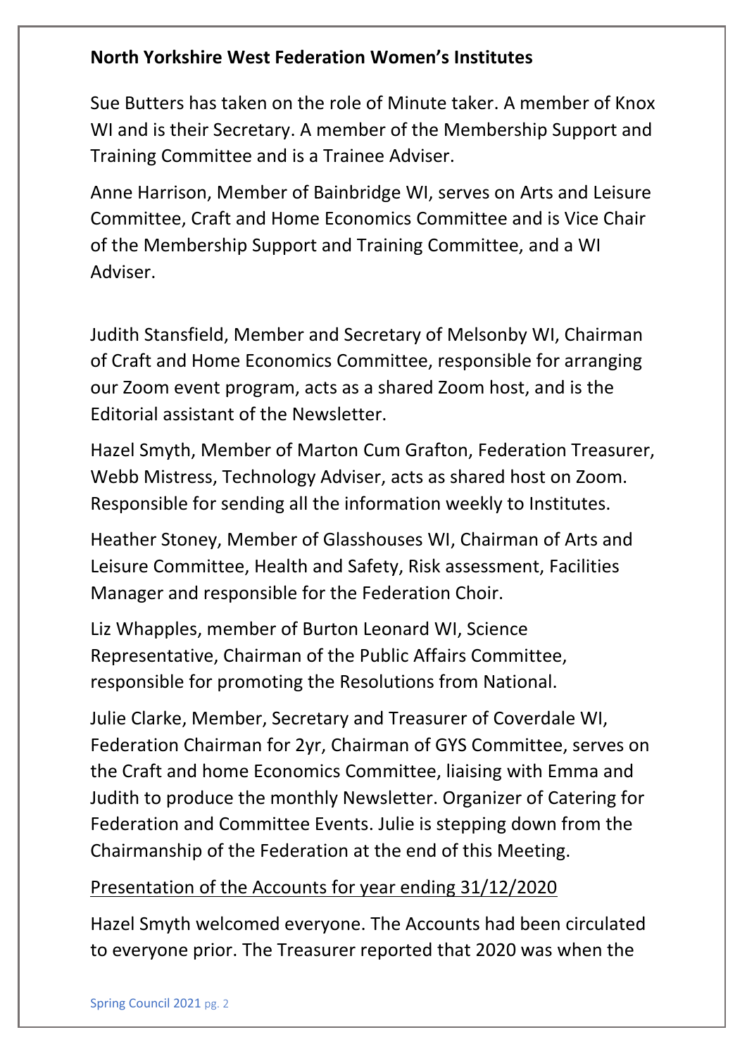**North Yorkshire West Federation Women's Institutes**

Sue Butters has taken on the role of Minute taker. A member of Knox WI and is their Secretary. A member of the Membership Support and Training Committee and is a Trainee Adviser.

Anne Harrison, Member of Bainbridge WI, serves on Arts and Leisure Committee, Craft and Home Economics Committee and is Vice Chair of the Membership Support and Training Committee, and a WI Adviser.

Judith Stansfield, Member and Secretary of Melsonby WI, Chairman of Craft and Home Economics Committee, responsible for arranging our Zoom event program, acts as a shared Zoom host, and is the Editorial assistant of the Newsletter.

Hazel Smyth, Member of Marton Cum Grafton, Federation Treasurer, Webb Mistress, Technology Adviser, acts as shared host on Zoom. Responsible for sending all the information weekly to Institutes.

Heather Stoney, Member of Glasshouses WI, Chairman of Arts and Leisure Committee, Health and Safety, Risk assessment, Facilities Manager and responsible for the Federation Choir.

Liz Whapples, member of Burton Leonard WI, Science Representative, Chairman of the Public Affairs Committee, responsible for promoting the Resolutions from National.

Julie Clarke, Member, Secretary and Treasurer of Coverdale WI, Federation Chairman for 2yr, Chairman of GYS Committee, serves on the Craft and home Economics Committee, liaising with Emma and Judith to produce the monthly Newsletter. Organizer of Catering for Federation and Committee Events. Julie is stepping down from the Chairmanship of the Federation at the end of this Meeting.

<u>Presentation of the Accounts for year ending 31/12/2020</u>

Hazel Smyth welcomed everyone. The Accounts had been circulated to everyone prior. The Treasurer reported that 2020 was when the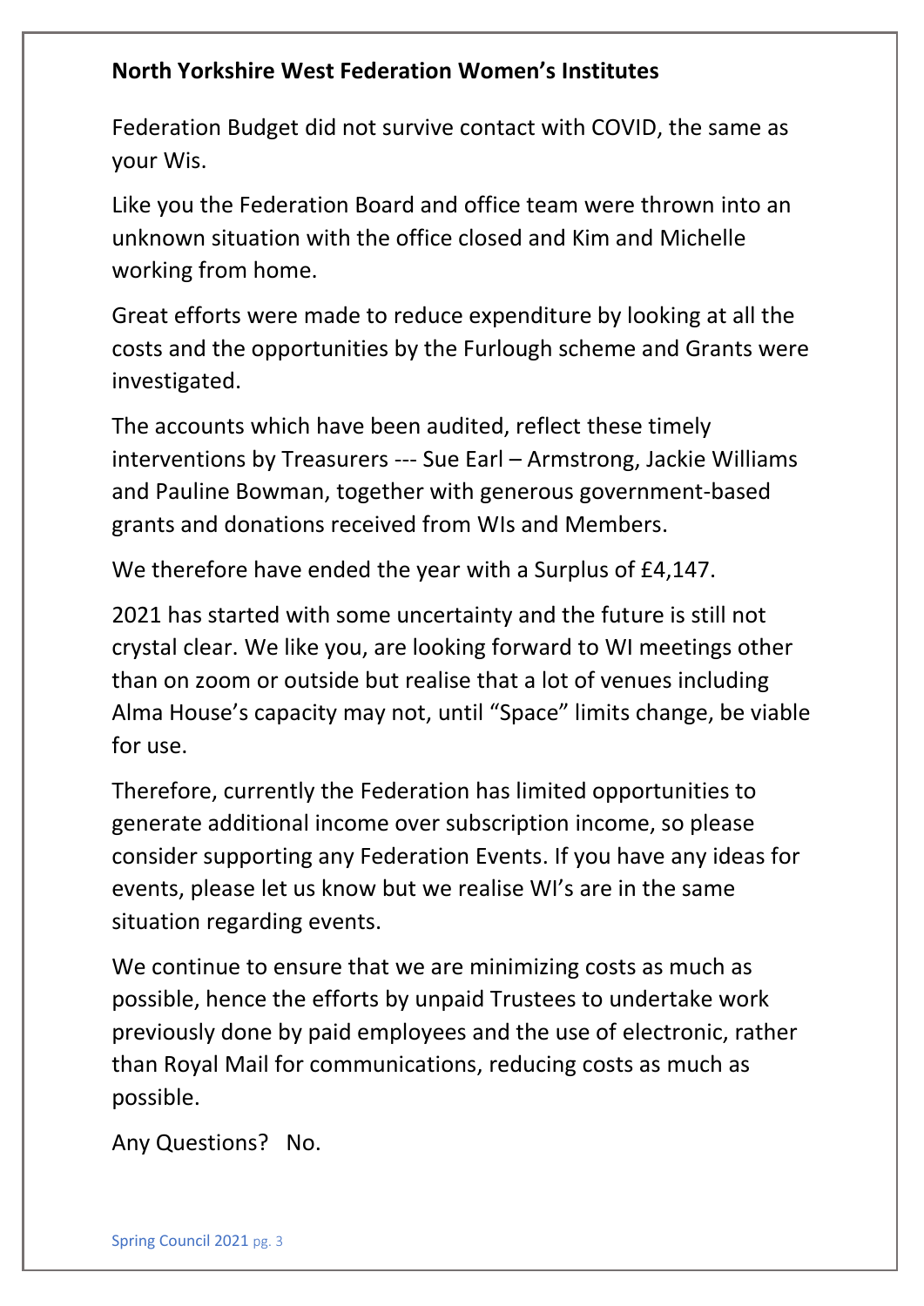**North Yorkshire West Federation Women's Institutes**

Federation Budget did not survive contact with COVID, the same as your Wis.

Like you the Federation Board and office team were thrown into an unknown situation with the office closed and Kim and Michelle working from home.

Great efforts were made to reduce expenditure by looking at all the costs and the opportunities by the Furlough scheme and Grants were investigated.

The accounts which have been audited, reflect these timely interventions by Treasurers --- Sue Earl – Armstrong, Jackie Williams and Pauline Bowman, together with generous government-based grants and donations received from WIs and Members.

We therefore have ended the year with a Surplus of £4,147.

2021 has started with some uncertainty and the future is still not crystal clear. We like you, are looking forward to WI meetings other than on zoom or outside but realise that a lot of venues including Alma House's capacity may not, until "Space" limits change, be viable for use.

Therefore, currently the Federation has limited opportunities to generate additional income over subscription income, so please consider supporting any Federation Events. If you have any ideas for events, please let us know but we realise WI's are in the same situation regarding events.

We continue to ensure that we are minimizing costs as much as possible, hence the efforts by unpaid Trustees to undertake work previously done by paid employees and the use of electronic, rather than Royal Mail for communications, reducing costs as much as possible.

Any Questions?   No.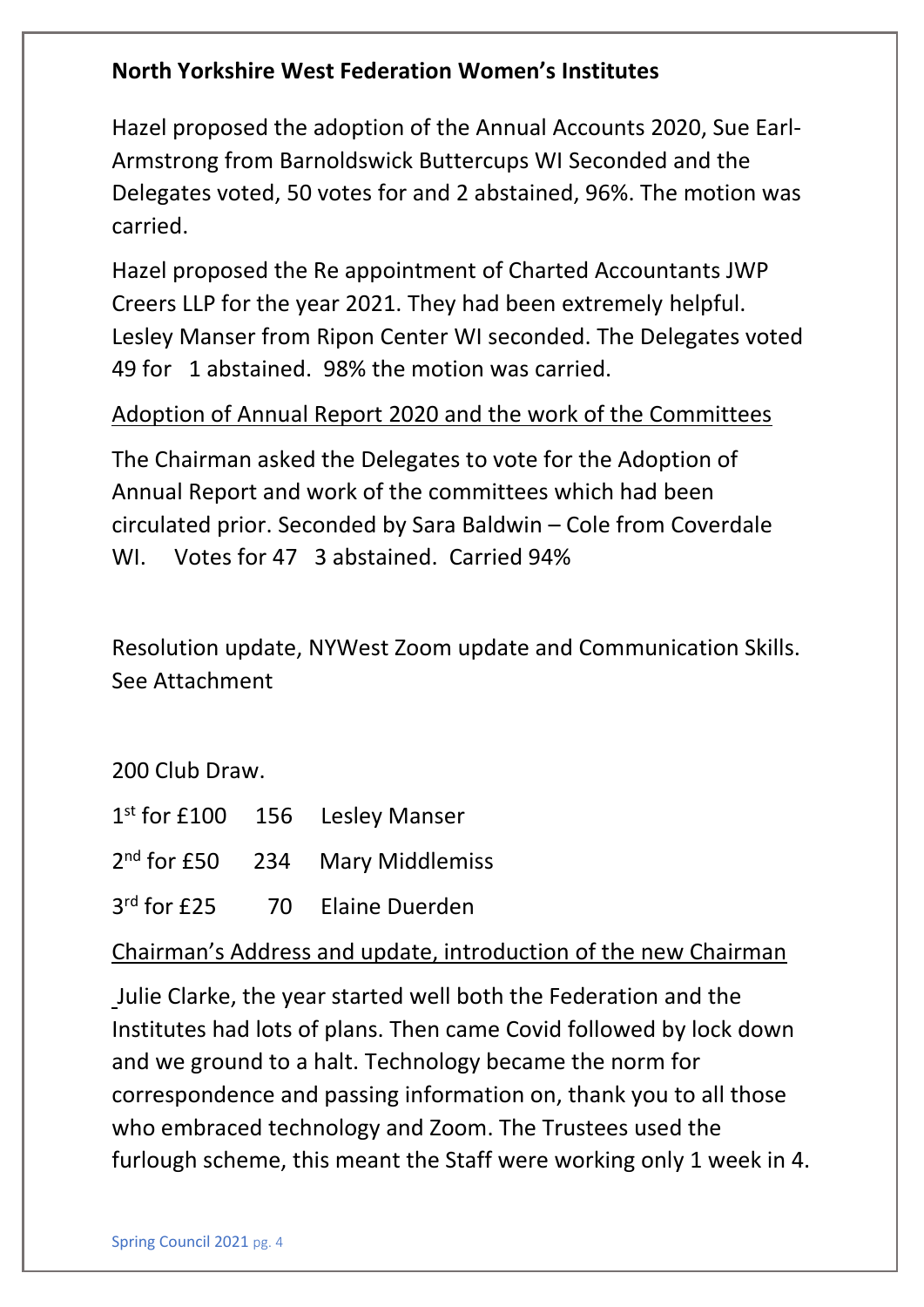**North Yorkshire West Federation Women's Institutes**

Hazel proposed the adoption of the Annual Accounts 2020, Sue Earl-Armstrong from Barnoldswick Buttercups WI Seconded and the Delegates voted, 50 votes for and 2 abstained, 96%. The motion was carried.

Hazel proposed the Re appointment of Charted Accountants JWP Creers LLP for the year 2021. They had been extremely helpful. Lesley Manser from Ripon Center WI seconded. The Delegates voted 49 for 1 abstained. 98% the motion was carried.

Adoption of Annual Report 2020 and the work of the Committees

The Chairman asked the Delegates to vote for the Adoption of Annual Report and work of the committees which had been circulated prior. Seconded by Sara Baldwin – Cole from Coverdale WI. Votes for 47 3 abstained. Carried 94%

Resolution update, NYWest Zoom update and Communication Skills. See Attachment

200 Club Draw.

1st for £100 156 Lesley Manser

2nd for £50 234 Mary Middlemiss

3rd for £25 70 Elaine Duerden

Chairman's Address and update, introduction of the new Chairman

Julie Clarke, the year started well both the Federation and the Institutes had lots of plans. Then came Covid followed by lock down and we ground to a halt. Technology became the norm for correspondence and passing information on, thank you to all those who embraced technology and Zoom. The Trustees used the furlough scheme, this meant the Staff were working only 1 week in 4.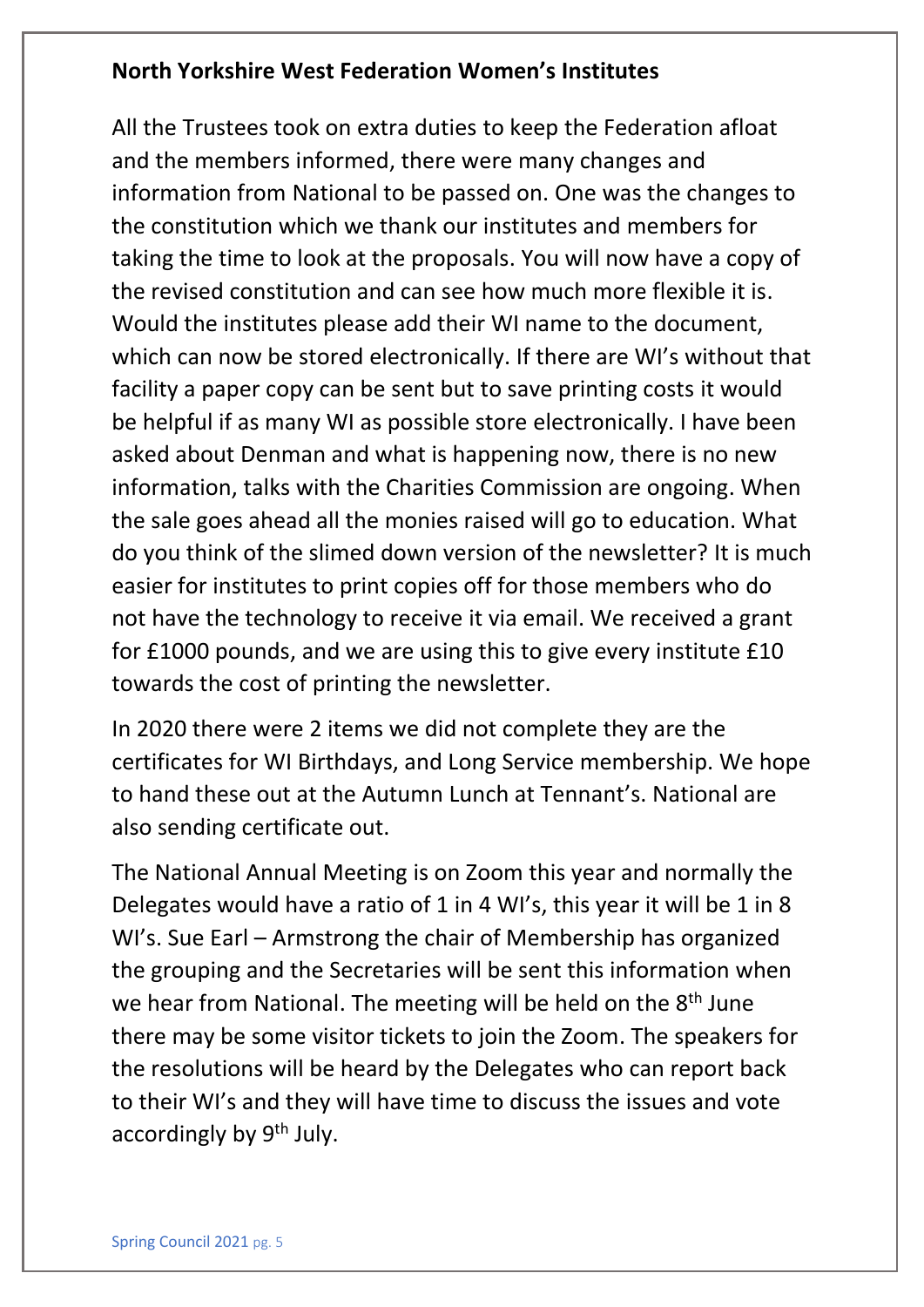**North Yorkshire West Federation Women's Institutes**

All the Trustees took on extra duties to keep the Federation afloat and the members informed, there were many changes and information from National to be passed on. One was the changes to the constitution which we thank our institutes and members for taking the time to look at the proposals. You will now have a copy of the revised constitution and can see how much more flexible it is. Would the institutes please add their WI name to the document, which can now be stored electronically. If there are WI's without that facility a paper copy can be sent but to save printing costs it would be helpful if as many WI as possible store electronically. I have been asked about Denman and what is happening now, there is no new information, talks with the Charities Commission are ongoing. When the sale goes ahead all the monies raised will go to education. What do you think of the slimed down version of the newsletter? It is much easier for institutes to print copies off for those members who do not have the technology to receive it via email. We received a grant for £1000 pounds, and we are using this to give every institute £10 towards the cost of printing the newsletter.

In 2020 there were 2 items we did not complete they are the certificates for WI Birthdays, and Long Service membership. We hope to hand these out at the Autumn Lunch at Tennant's. National are also sending certificate out.

The National Annual Meeting is on Zoom this year and normally the Delegates would have a ratio of 1 in 4 WI's, this year it will be 1 in 8 WI's. Sue Earl – Armstrong the chair of Membership has organized the grouping and the Secretaries will be sent this information when we hear from National. The meeting will be held on the 8th June there may be some visitor tickets to join the Zoom. The speakers for the resolutions will be heard by the Delegates who can report back to their WI's and they will have time to discuss the issues and vote accordingly by 9th July.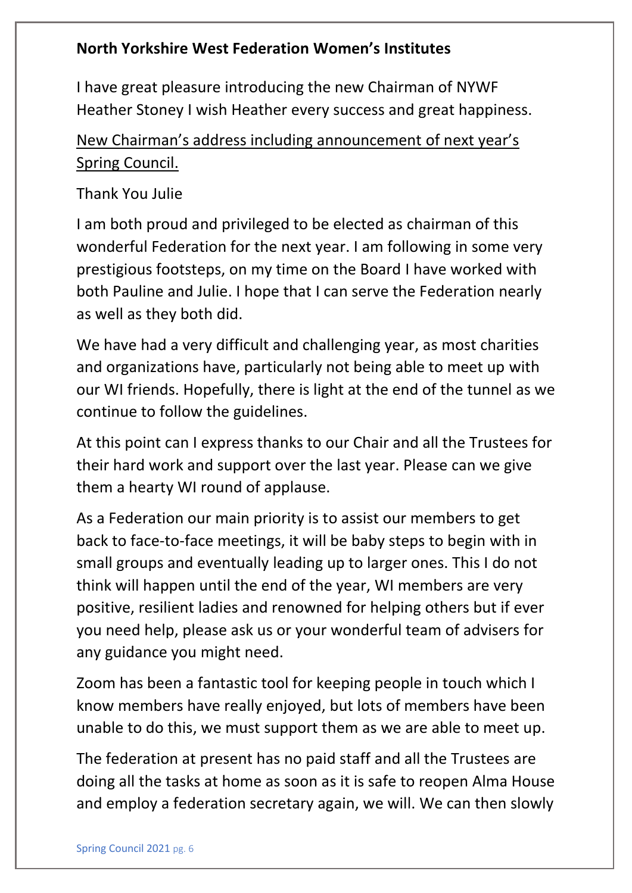**North Yorkshire West Federation Women's Institutes**

I have great pleasure introducing the new Chairman of NYWF Heather Stoney I wish Heather every success and great happiness.

<u>New Chairman's address including announcement of next year's Spring Council.</u>

Thank You Julie

I am both proud and privileged to be elected as chairman of this wonderful Federation for the next year. I am following in some very prestigious footsteps, on my time on the Board I have worked with both Pauline and Julie. I hope that I can serve the Federation nearly as well as they both did.

We have had a very difficult and challenging year, as most charities and organizations have, particularly not being able to meet up with our WI friends. Hopefully, there is light at the end of the tunnel as we continue to follow the guidelines.

At this point can I express thanks to our Chair and all the Trustees for their hard work and support over the last year. Please can we give them a hearty WI round of applause.

As a Federation our main priority is to assist our members to get back to face-to-face meetings, it will be baby steps to begin with in small groups and eventually leading up to larger ones. This I do not think will happen until the end of the year, WI members are very positive, resilient ladies and renowned for helping others but if ever you need help, please ask us or your wonderful team of advisers for any guidance you might need.

Zoom has been a fantastic tool for keeping people in touch which I know members have really enjoyed, but lots of members have been unable to do this, we must support them as we are able to meet up.

The federation at present has no paid staff and all the Trustees are doing all the tasks at home as soon as it is safe to reopen Alma House and employ a federation secretary again, we will. We can then slowly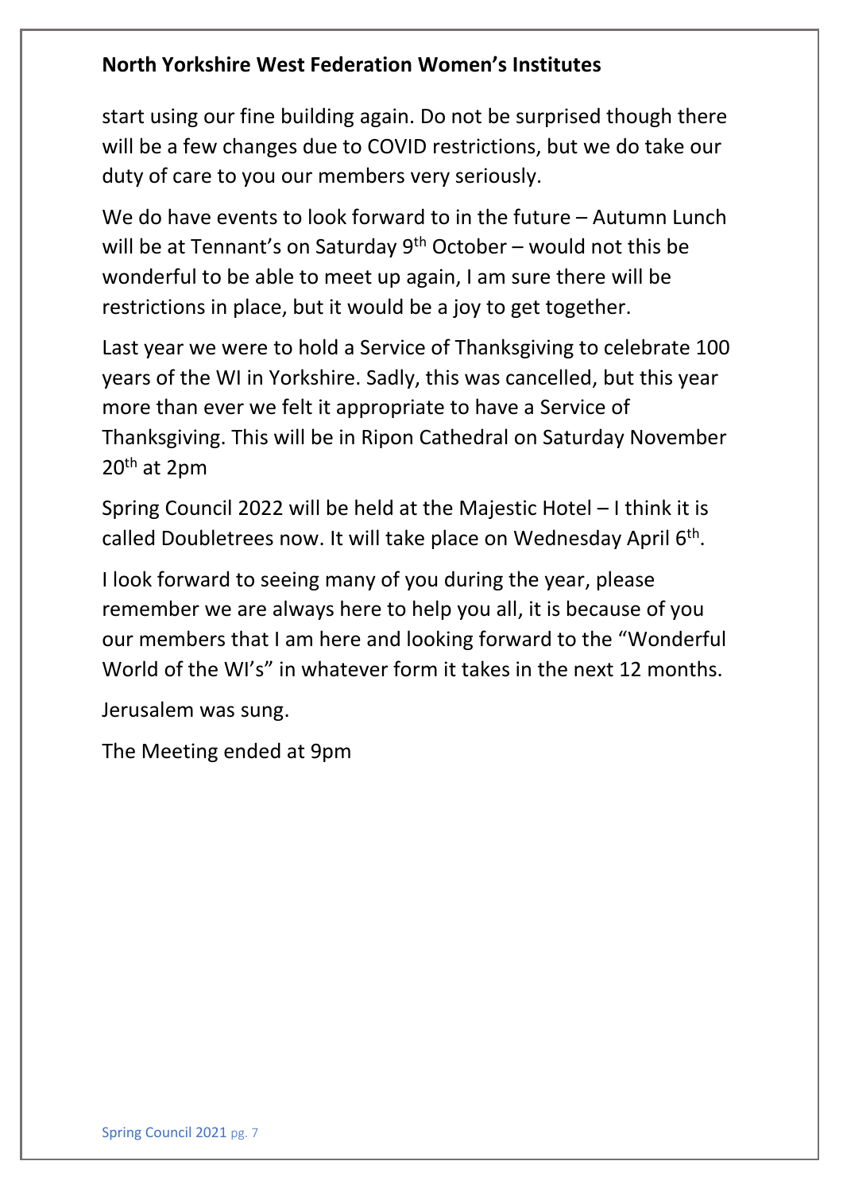start using our fine building again. Do not be surprised though there will be a few changes due to COVID restrictions, but we do take our duty of care to you our members very seriously.

We do have events to look forward to in the future – Autumn Lunch will be at Tennant's on Saturday 9th October – would not this be wonderful to be able to meet up again, I am sure there will be restrictions in place, but it would be a joy to get together.

Last year we were to hold a Service of Thanksgiving to celebrate 100 years of the WI in Yorkshire. Sadly, this was cancelled, but this year more than ever we felt it appropriate to have a Service of Thanksgiving. This will be in Ripon Cathedral on Saturday November 20th at 2pm

Spring Council 2022 will be held at the Majestic Hotel – I think it is called Doubletrees now. It will take place on Wednesday April 6th.

I look forward to seeing many of you during the year, please remember we are always here to help you all, it is because of you our members that I am here and looking forward to the "Wonderful World of the WI's" in whatever form it takes in the next 12 months.

Jerusalem was sung.

The Meeting ended at 9pm